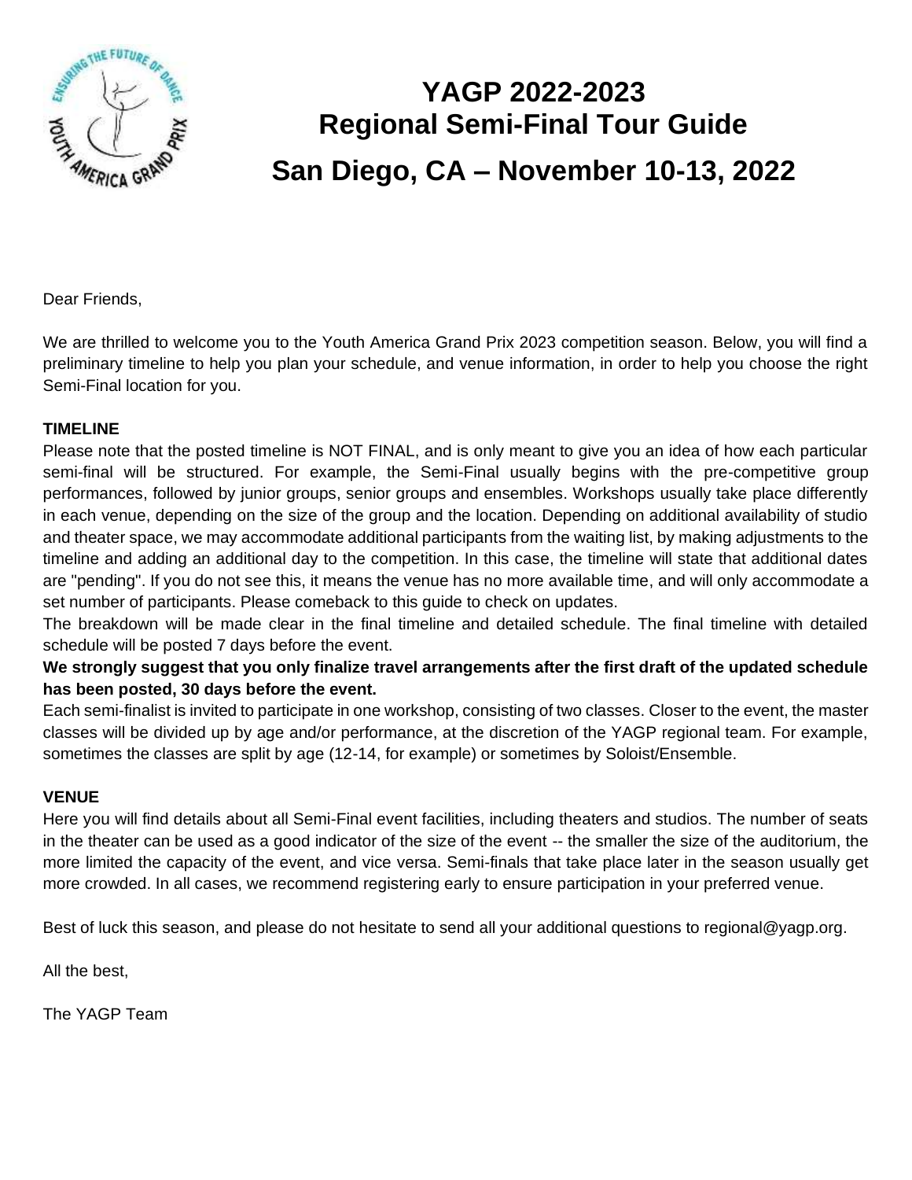# YAGP 2022-2023
# Regional Semi-Final Tour Guide
# San Diego, CA – November 10-13, 2022

Dear Friends,

We are thrilled to welcome you to the Youth America Grand Prix 2023 competition season. Below, you will find a preliminary timeline to help you plan your schedule, and venue information, in order to help you choose the right Semi-Final location for you.

**TIMELINE**

Please note that the posted timeline is NOT FINAL, and is only meant to give you an idea of how each particular semi-final will be structured. For example, the Semi-Final usually begins with the pre-competitive group performances, followed by junior groups, senior groups and ensembles. Workshops usually take place differently in each venue, depending on the size of the group and the location. Depending on additional availability of studio and theater space, we may accommodate additional participants from the waiting list, by making adjustments to the timeline and adding an additional day to the competition. In this case, the timeline will state that additional dates are "pending". If you do not see this, it means the venue has no more available time, and will only accommodate a set number of participants. Please comeback to this guide to check on updates.

The breakdown will be made clear in the final timeline and detailed schedule. The final timeline with detailed schedule will be posted 7 days before the event.

**We strongly suggest that you only finalize travel arrangements after the first draft of the updated schedule has been posted, 30 days before the event.**

Each semi-finalist is invited to participate in one workshop, consisting of two classes. Closer to the event, the master classes will be divided up by age and/or performance, at the discretion of the YAGP regional team. For example, sometimes the classes are split by age (12-14, for example) or sometimes by Soloist/Ensemble.

**VENUE**

Here you will find details about all Semi-Final event facilities, including theaters and studios. The number of seats in the theater can be used as a good indicator of the size of the event -- the smaller the size of the auditorium, the more limited the capacity of the event, and vice versa. Semi-finals that take place later in the season usually get more crowded. In all cases, we recommend registering early to ensure participation in your preferred venue.

Best of luck this season, and please do not hesitate to send all your additional questions to regional@yagp.org.

All the best,

The YAGP Team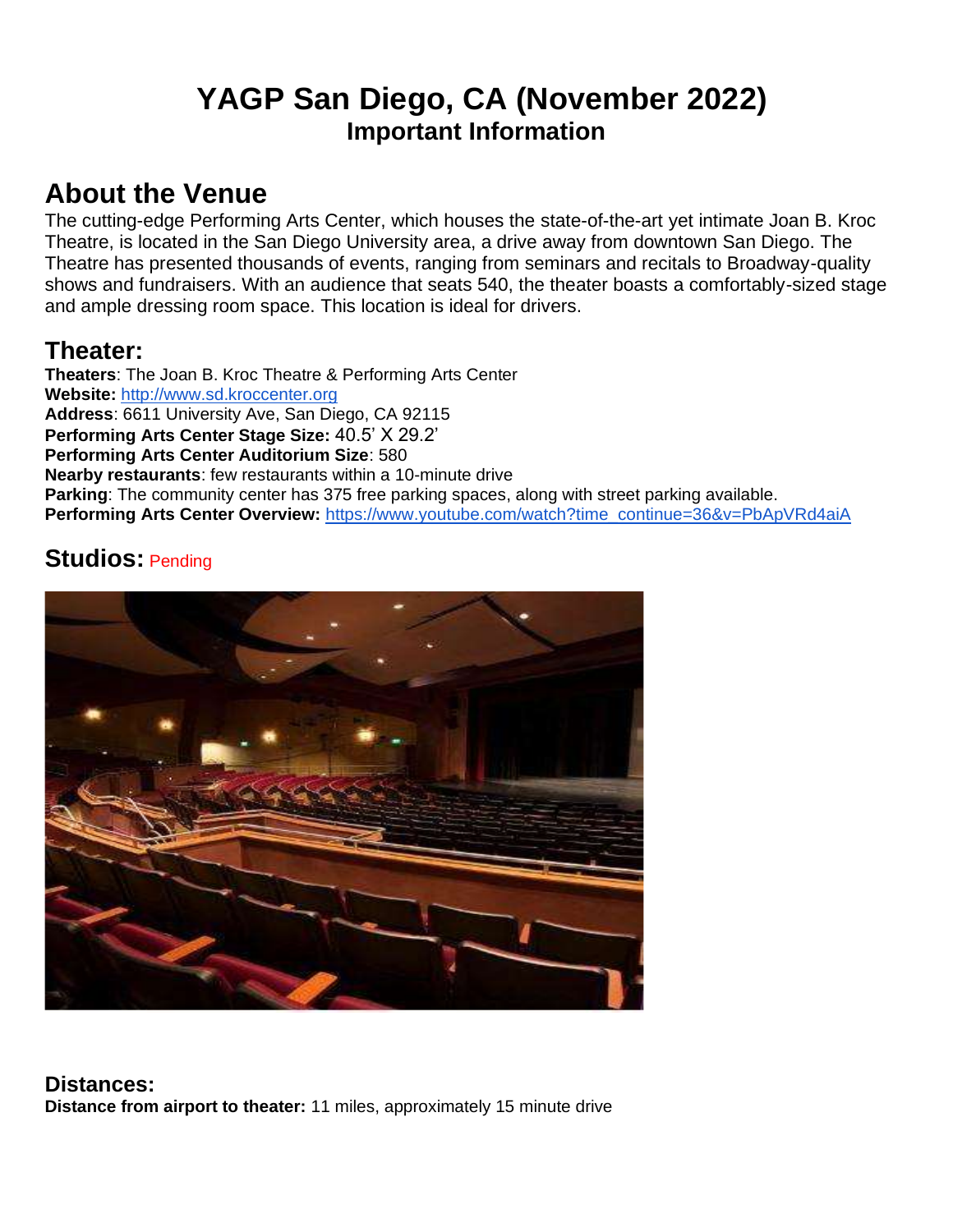# YAGP San Diego, CA (November 2022)
## Important Information

## About the Venue

The cutting-edge Performing Arts Center, which houses the state-of-the-art yet intimate Joan B. Kroc Theatre, is located in the San Diego University area, a drive away from downtown San Diego. The Theatre has presented thousands of events, ranging from seminars and recitals to Broadway-quality shows and fundraisers. With an audience that seats 540, the theater boasts a comfortably-sized stage and ample dressing room space. This location is ideal for drivers.

## Theater:

**Theaters**: The Joan B. Kroc Theatre & Performing Arts Center
**Website:** [http://www.sd.kroccenter.org](http://www.sd.kroccenter.org)
**Address**: 6611 University Ave, San Diego, CA 92115
**Performing Arts Center Stage Size:** 40.5' X 29.2'
**Performing Arts Center Auditorium Size**: 580
**Nearby restaurants**: few restaurants within a 10-minute drive
**Parking**: The community center has 375 free parking spaces, along with street parking available.
**Performing Arts Center Overview:** [https://www.youtube.com/watch?time_continue=36&v=PbApVRd4aiA](https://www.youtube.com/watch?time_continue=36&v=PbApVRd4aiA)

## Studios: Pending

## Distances:

**Distance from airport to theater:** 11 miles, approximately 15 minute drive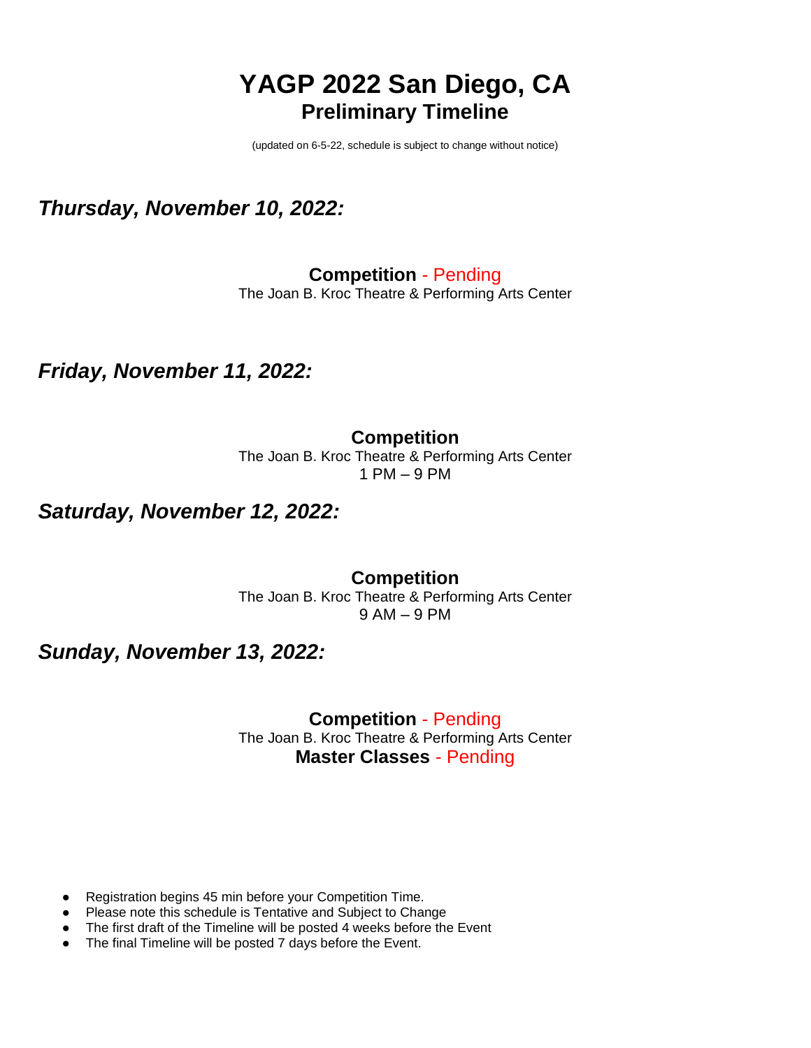# YAGP 2022 San Diego, CA
## Preliminary Timeline

(updated on 6-5-22, schedule is subject to change without notice)

### *Thursday, November 10, 2022:*

**Competition** - Pending
The Joan B. Kroc Theatre & Performing Arts Center

### *Friday, November 11, 2022:*

**Competition**
The Joan B. Kroc Theatre & Performing Arts Center
1 PM – 9 PM

### *Saturday, November 12, 2022:*

**Competition**
The Joan B. Kroc Theatre & Performing Arts Center
9 AM – 9 PM

### *Sunday, November 13, 2022:*

**Competition** - Pending
The Joan B. Kroc Theatre & Performing Arts Center
**Master Classes** - Pending

- Registration begins 45 min before your Competition Time.
- Please note this schedule is Tentative and Subject to Change
- The first draft of the Timeline will be posted 4 weeks before the Event
- The final Timeline will be posted 7 days before the Event.